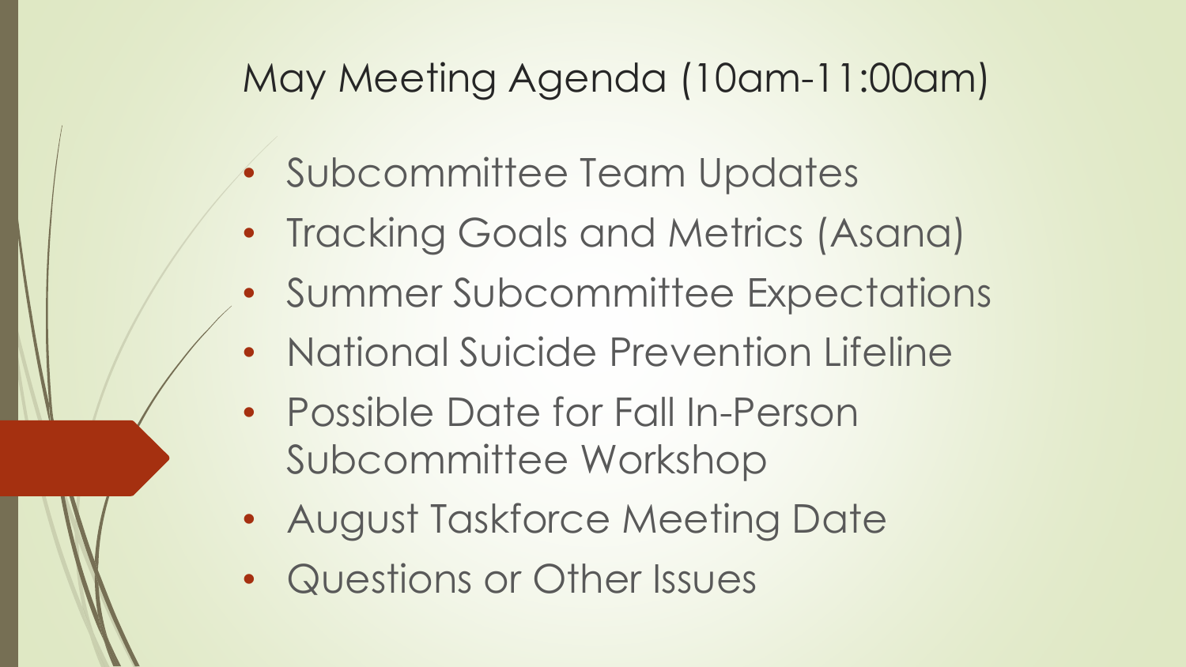# May Meeting Agenda (10am-11:00am)

- Subcommittee Team Updates
- Tracking Goals and Metrics (Asana)
- Summer Subcommittee Expectations
- National Suicide Prevention Lifeline
- Possible Date for Fall In-Person Subcommittee Workshop
- August Taskforce Meeting Date
- Questions or Other Issues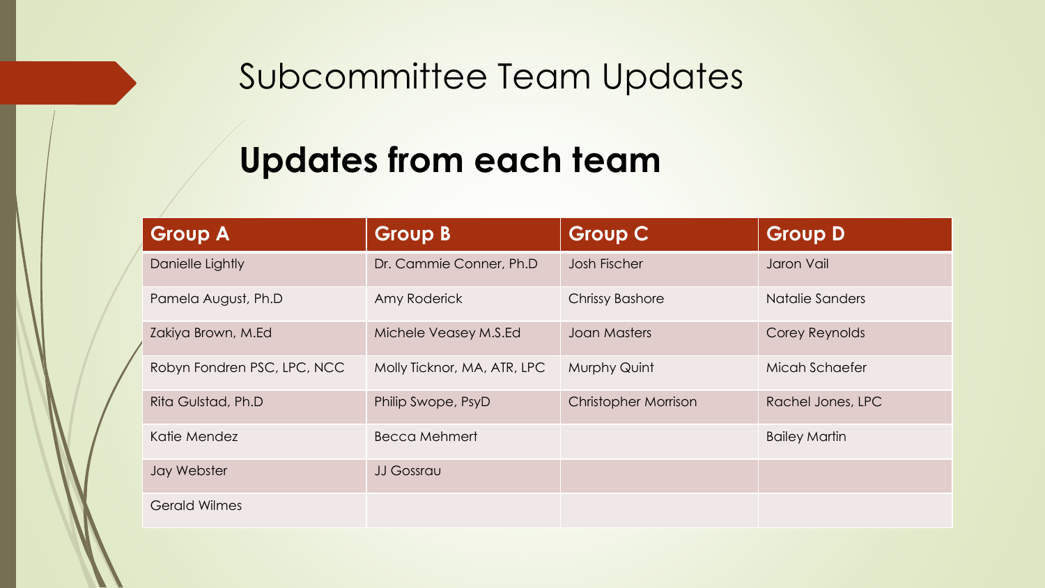# Subcommittee Team Updates

## Updates from each team

| Group A | Group B | Group C | Group D |
|---|---|---|---|
| Danielle Lightly | Dr. Cammie Conner, Ph.D | Josh Fischer | Jaron Vail |
| Pamela August, Ph.D | Amy Roderick | Chrissy Bashore | Natalie Sanders |
| Zakiya Brown, M.Ed | Michele Veasey M.S.Ed | Joan Masters | Corey Reynolds |
| Robyn Fondren PSC, LPC, NCC | Molly Ticknor, MA, ATR, LPC | Murphy Quint | Micah Schaefer |
| Rita Gulstad, Ph.D | Philip Swope, PsyD | Christopher Morrison | Rachel Jones, LPC |
| Katie Mendez | Becca Mehmert | | Bailey Martin |
| Jay Webster | JJ Gossrau | | |
| Gerald Wilmes | | | |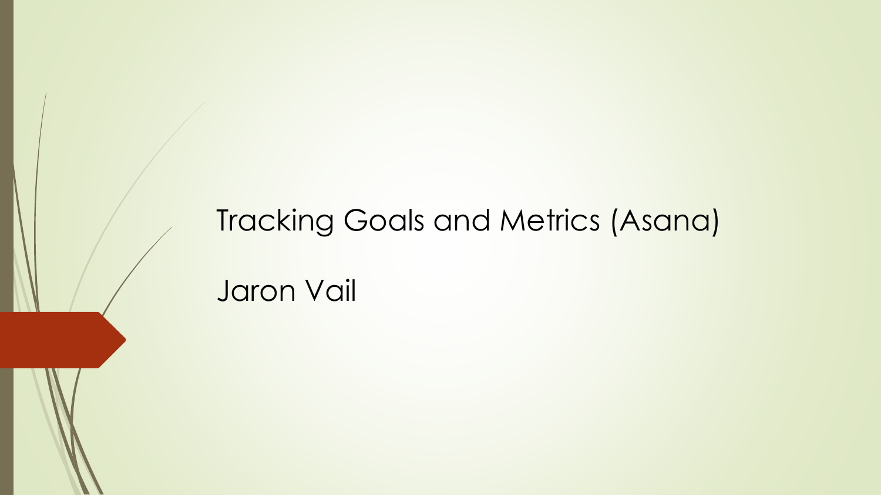# Tracking Goals and Metrics (Asana)

Jaron Vail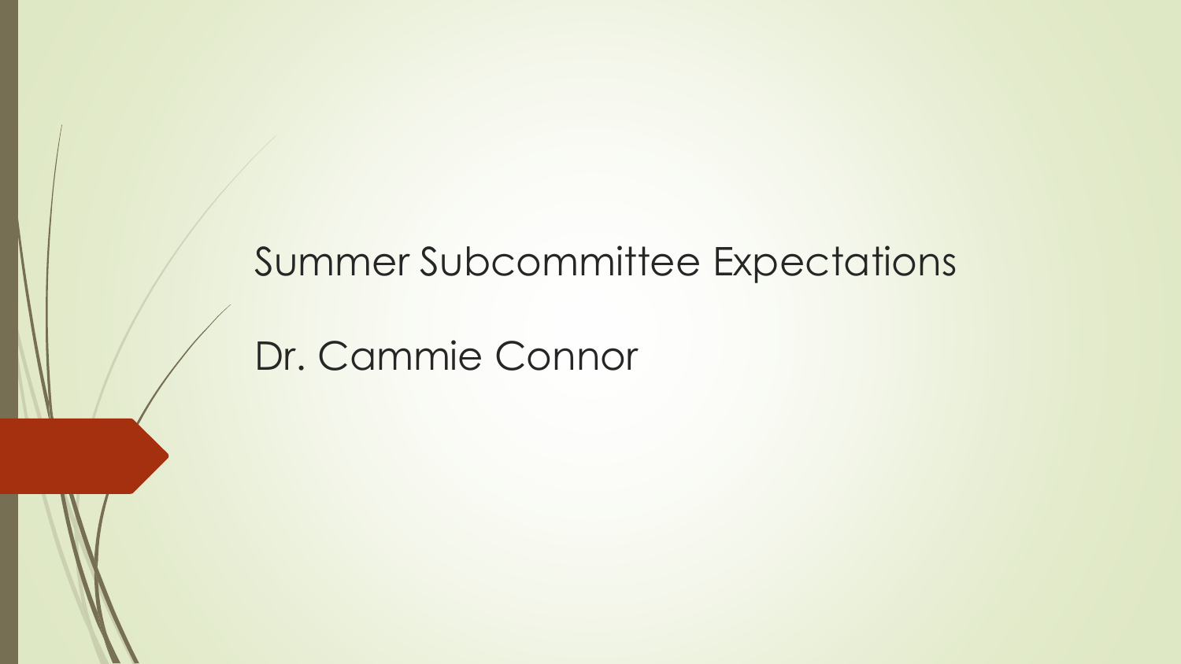# Summer Subcommittee Expectations

Dr. Cammie Connor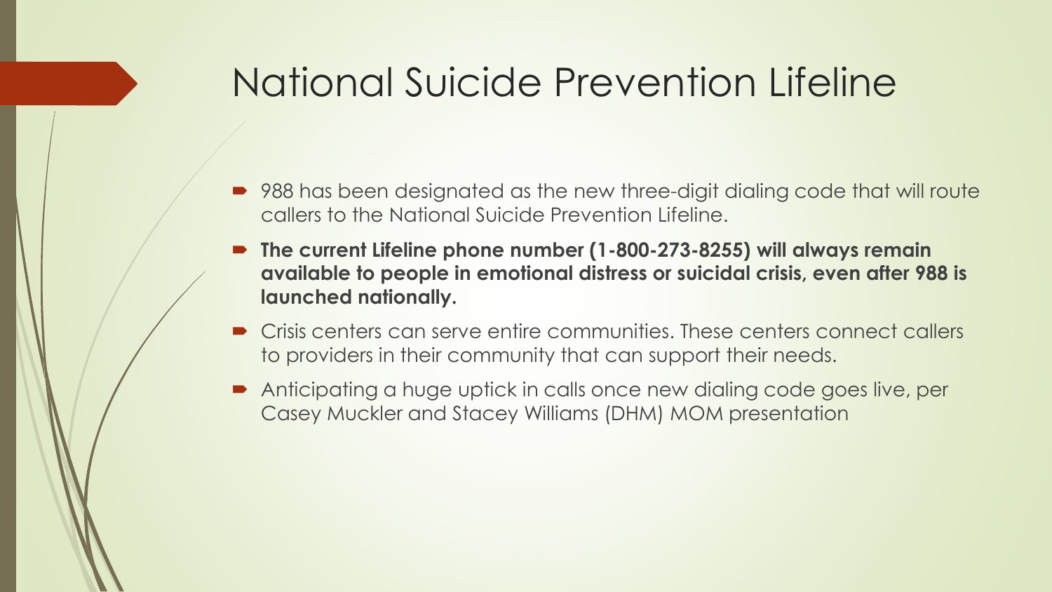# National Suicide Prevention Lifeline

- 988 has been designated as the new three-digit dialing code that will route callers to the National Suicide Prevention Lifeline.
- **The current Lifeline phone number (1-800-273-8255) will always remain available to people in emotional distress or suicidal crisis, even after 988 is launched nationally.**
- Crisis centers can serve entire communities. These centers connect callers to providers in their community that can support their needs.
- Anticipating a huge uptick in calls once new dialing code goes live, per Casey Muckler and Stacey Williams (DHM) MOM presentation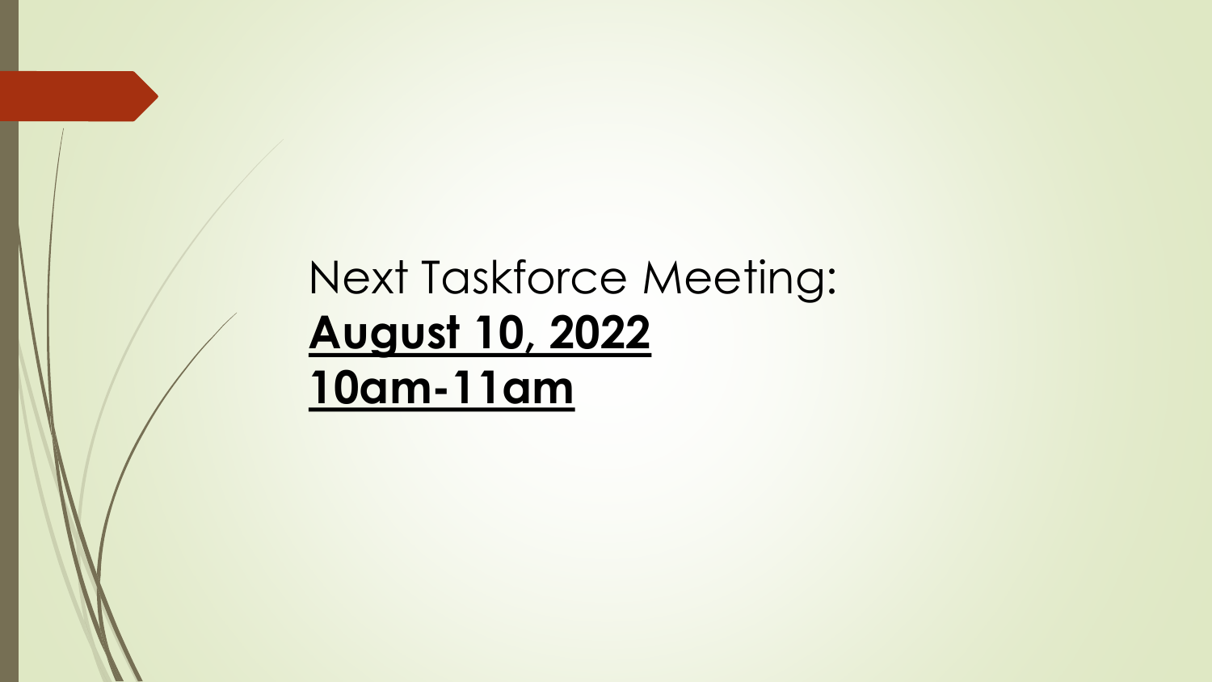Next Taskforce Meeting:

**<u>August 10, 2022</u>**

**<u>10am-11am</u>**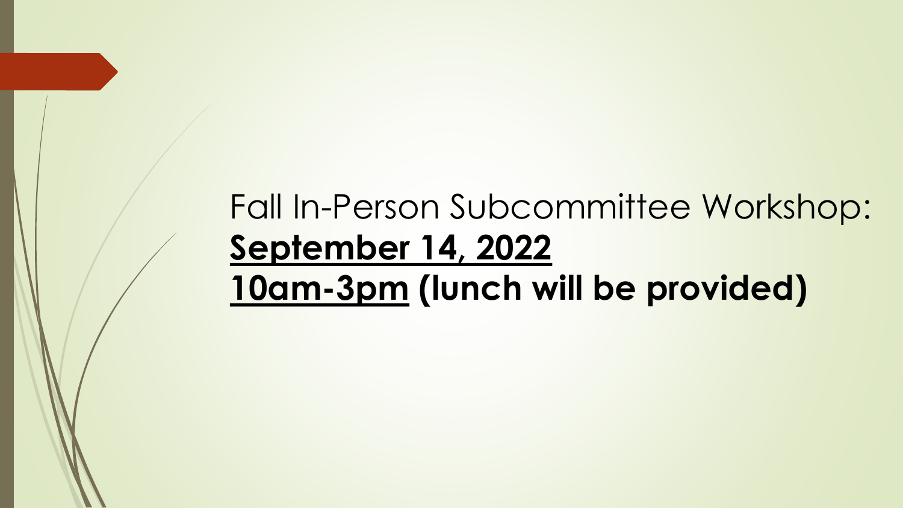Fall In-Person Subcommittee Workshop:
**September 14, 2022**
**10am-3pm (lunch will be provided)**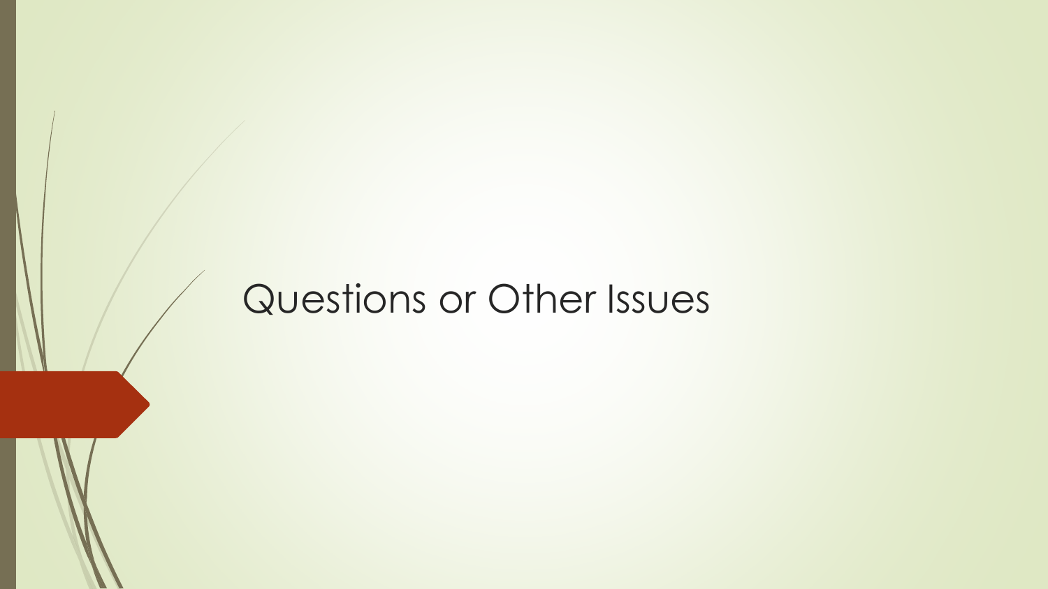# Questions or Other Issues